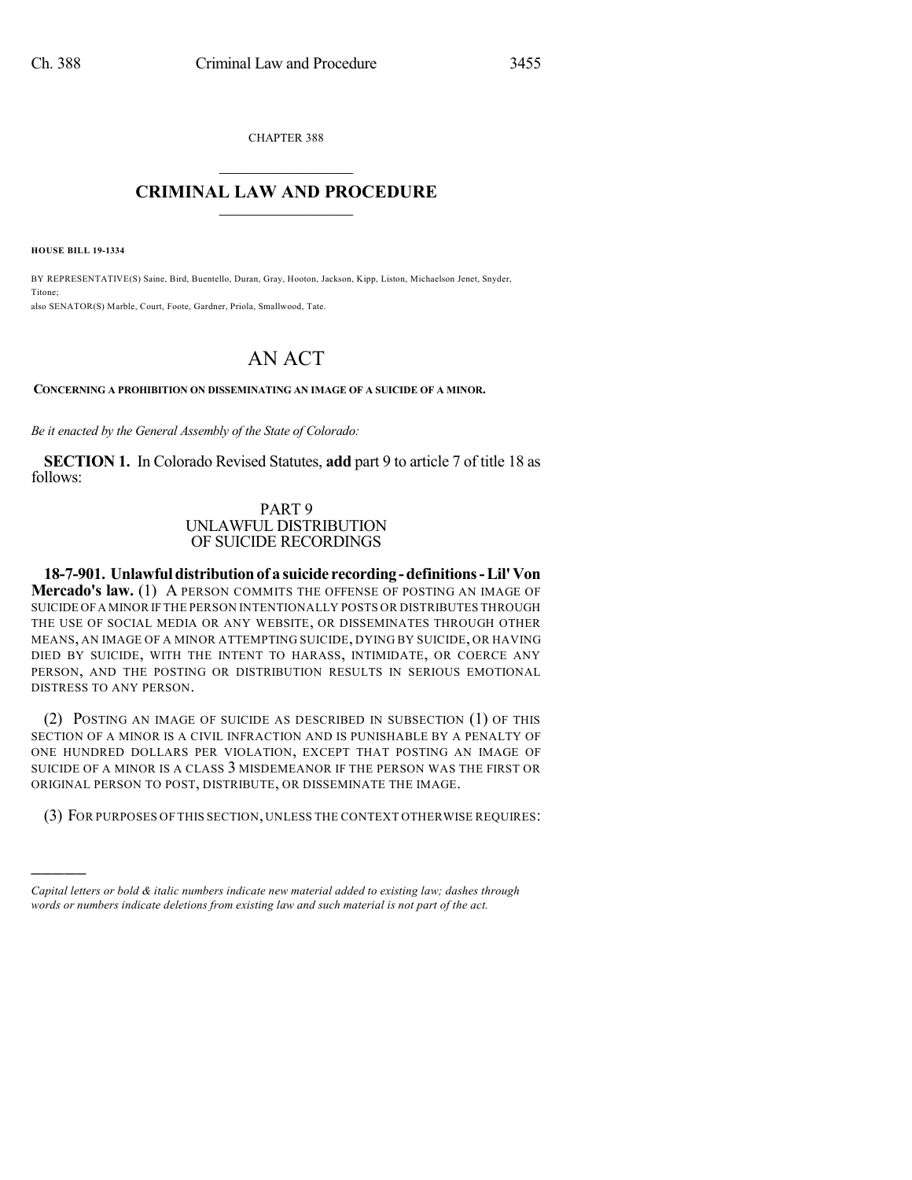CHAPTER 388

# CRIMINAL LAW AND PROCEDURE

**HOUSE BILL 19-1334**

BY REPRESENTATIVE(S) Saine, Bird, Buentello, Duran, Gray, Hooton, Jackson, Kipp, Liston, Michaelson Jenet, Snyder, Titone;
also SENATOR(S) Marble, Court, Foote, Gardner, Priola, Smallwood, Tate.

# AN ACT

**CONCERNING A PROHIBITION ON DISSEMINATING AN IMAGE OF A SUICIDE OF A MINOR.**

*Be it enacted by the General Assembly of the State of Colorado:*

**SECTION 1.** In Colorado Revised Statutes, **add** part 9 to article 7 of title 18 as follows:

PART 9
UNLAWFUL DISTRIBUTION
OF SUICIDE RECORDINGS

**18-7-901. Unlawful distribution of a suicide recording - definitions - Lil' Von Mercado's law.** (1) A PERSON COMMITS THE OFFENSE OF POSTING AN IMAGE OF SUICIDE OF A MINOR IF THE PERSON INTENTIONALLY POSTS OR DISTRIBUTES THROUGH THE USE OF SOCIAL MEDIA OR ANY WEBSITE, OR DISSEMINATES THROUGH OTHER MEANS, AN IMAGE OF A MINOR ATTEMPTING SUICIDE, DYING BY SUICIDE, OR HAVING DIED BY SUICIDE, WITH THE INTENT TO HARASS, INTIMIDATE, OR COERCE ANY PERSON, AND THE POSTING OR DISTRIBUTION RESULTS IN SERIOUS EMOTIONAL DISTRESS TO ANY PERSON.

(2) POSTING AN IMAGE OF SUICIDE AS DESCRIBED IN SUBSECTION (1) OF THIS SECTION OF A MINOR IS A CIVIL INFRACTION AND IS PUNISHABLE BY A PENALTY OF ONE HUNDRED DOLLARS PER VIOLATION, EXCEPT THAT POSTING AN IMAGE OF SUICIDE OF A MINOR IS A CLASS 3 MISDEMEANOR IF THE PERSON WAS THE FIRST OR ORIGINAL PERSON TO POST, DISTRIBUTE, OR DISSEMINATE THE IMAGE.

(3) FOR PURPOSES OF THIS SECTION, UNLESS THE CONTEXT OTHERWISE REQUIRES:

---

*Capital letters or bold & italic numbers indicate new material added to existing law; dashes through words or numbers indicate deletions from existing law and such material is not part of the act.*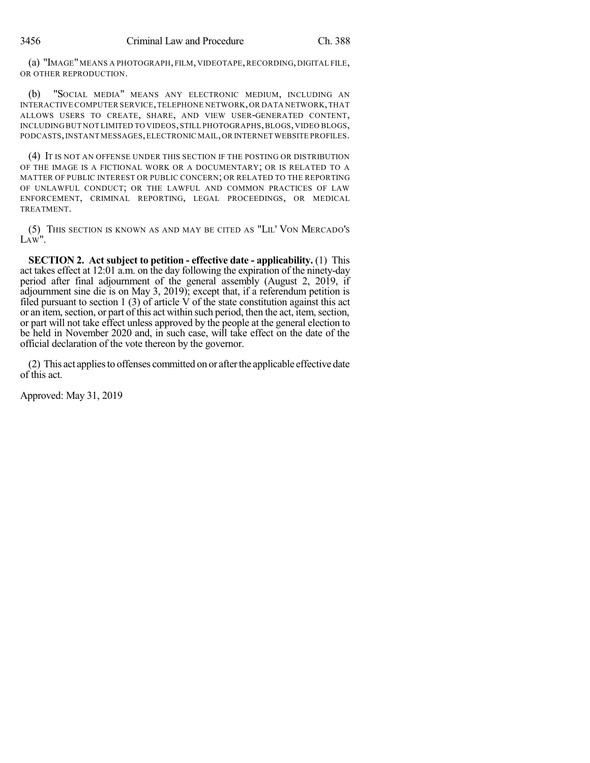(a) "IMAGE" MEANS A PHOTOGRAPH, FILM, VIDEOTAPE, RECORDING, DIGITAL FILE, OR OTHER REPRODUCTION.

(b) "SOCIAL MEDIA" MEANS ANY ELECTRONIC MEDIUM, INCLUDING AN INTERACTIVE COMPUTER SERVICE, TELEPHONE NETWORK, OR DATA NETWORK, THAT ALLOWS USERS TO CREATE, SHARE, AND VIEW USER-GENERATED CONTENT, INCLUDING BUT NOT LIMITED TO VIDEOS, STILL PHOTOGRAPHS, BLOGS, VIDEO BLOGS, PODCASTS, INSTANT MESSAGES, ELECTRONIC MAIL, OR INTERNET WEBSITE PROFILES.

(4) IT IS NOT AN OFFENSE UNDER THIS SECTION IF THE POSTING OR DISTRIBUTION OF THE IMAGE IS A FICTIONAL WORK OR A DOCUMENTARY; OR IS RELATED TO A MATTER OF PUBLIC INTEREST OR PUBLIC CONCERN; OR RELATED TO THE REPORTING OF UNLAWFUL CONDUCT; OR THE LAWFUL AND COMMON PRACTICES OF LAW ENFORCEMENT, CRIMINAL REPORTING, LEGAL PROCEEDINGS, OR MEDICAL TREATMENT.

(5) THIS SECTION IS KNOWN AS AND MAY BE CITED AS "LIL' VON MERCADO'S LAW".

**SECTION 2. Act subject to petition - effective date - applicability.** (1) This act takes effect at 12:01 a.m. on the day following the expiration of the ninety-day period after final adjournment of the general assembly (August 2, 2019, if adjournment sine die is on May 3, 2019); except that, if a referendum petition is filed pursuant to section 1 (3) of article V of the state constitution against this act or an item, section, or part of this act within such period, then the act, item, section, or part will not take effect unless approved by the people at the general election to be held in November 2020 and, in such case, will take effect on the date of the official declaration of the vote thereon by the governor.

(2) This act applies to offenses committed on or after the applicable effective date of this act.

Approved: May 31, 2019